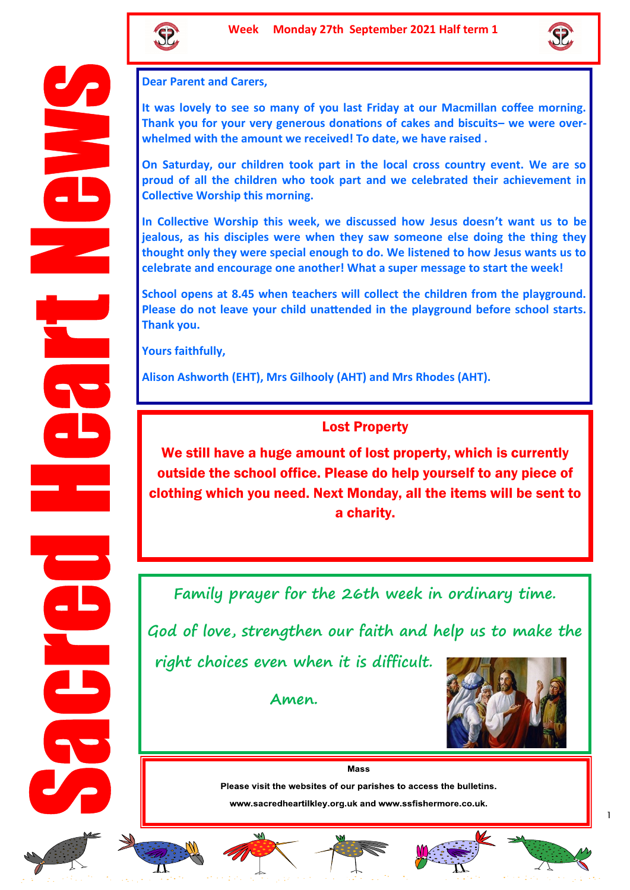# Sacred Heart News

**Week Monday 27th September 2021 Half term 1**

**Dear Parent and Carers,**

**It was lovely to see so many of you last Friday at our Macmillan coffee morning. Thank you for your very generous donations of cakes and biscuits– we were over-whelmed with the amount we received! To date, we have raised .**

**On Saturday, our children took part in the local cross country event. We are so proud of all the children who took part and we celebrated their achievement in Collective Worship this morning.**

**In Collective Worship this week, we discussed how Jesus doesn't want us to be jealous, as his disciples were when they saw someone else doing the thing they thought only they were special enough to do. We listened to how Jesus wants us to celebrate and encourage one another! What a super message to start the week!**

**School opens at 8.45 when teachers will collect the children from the playground. Please do not leave your child unattended in the playground before school starts. Thank you.**

**Yours faithfully,**

**Alison Ashworth (EHT), Mrs Gilhooly (AHT) and Mrs Rhodes (AHT).**

## Lost Property

**We still have a huge amount of lost property, which is currently outside the school office. Please do help yourself to any piece of clothing which you need. Next Monday, all the items will be sent to a charity.**

## Family prayer for the 26th week in ordinary time.

*God of love, strengthen our faith and help us to make the right choices even when it is difficult.*

*Amen.*

**Mass**

**Please visit the websites of our parishes to access the bulletins.**

**www.sacredheartilkley.org.uk and www.ssfishermore.co.uk.**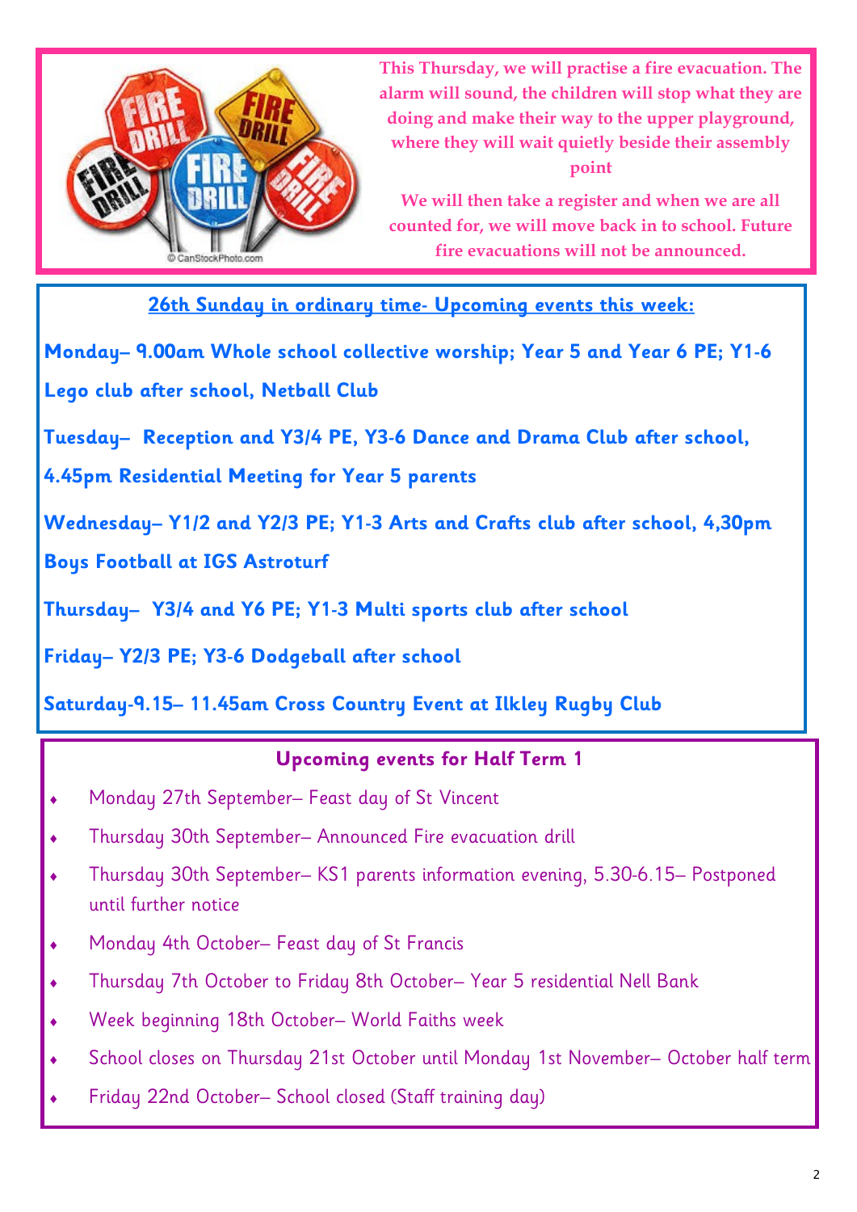**This Thursday, we will practise a fire evacuation. The alarm will sound, the children will stop what they are doing and make their way to the upper playground, where they will wait quietly beside their assembly point**

**We will then take a register and when we are all counted for, we will move back in to school. Future fire evacuations will not be announced.**

## 26th Sunday in ordinary time- Upcoming events this week:

**Monday– 9.00am Whole school collective worship; Year 5 and Year 6 PE; Y1-6 Lego club after school, Netball Club**

**Tuesday– Reception and Y3/4 PE, Y3-6 Dance and Drama Club after school, 4.45pm Residential Meeting for Year 5 parents**

**Wednesday– Y1/2 and Y2/3 PE; Y1-3 Arts and Crafts club after school, 4,30pm Boys Football at IGS Astroturf**

**Thursday– Y3/4 and Y6 PE; Y1-3 Multi sports club after school**

**Friday– Y2/3 PE; Y3-6 Dodgeball after school**

**Saturday-9.15– 11.45am Cross Country Event at Ilkley Rugby Club**

## Upcoming events for Half Term 1

- Monday 27th September– Feast day of St Vincent
- Thursday 30th September– Announced Fire evacuation drill
- Thursday 30th September– KS1 parents information evening, 5.30-6.15– Postponed until further notice
- Monday 4th October– Feast day of St Francis
- Thursday 7th October to Friday 8th October– Year 5 residential Nell Bank
- Week beginning 18th October– World Faiths week
- School closes on Thursday 21st October until Monday 1st November– October half term
- Friday 22nd October– School closed (Staff training day)